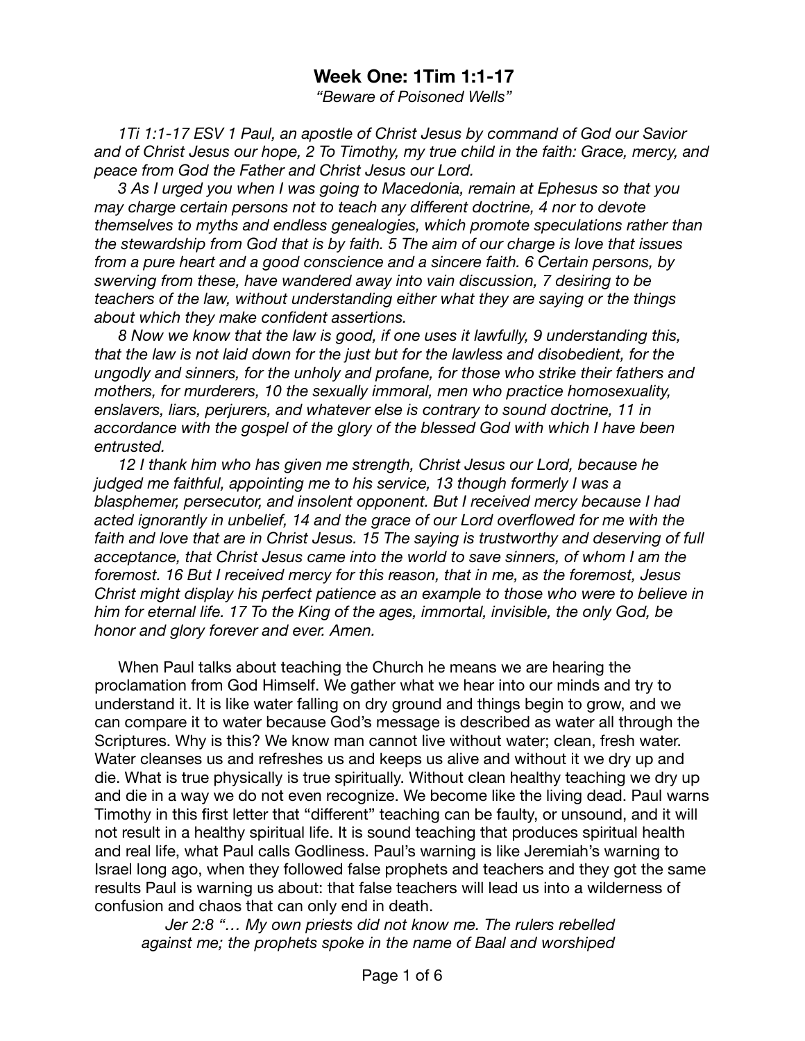# Week One: 1Tim 1:1-17

*"Beware of Poisoned Wells"*

*1Ti 1:1-17 ESV 1 Paul, an apostle of Christ Jesus by command of God our Savior and of Christ Jesus our hope, 2 To Timothy, my true child in the faith: Grace, mercy, and peace from God the Father and Christ Jesus our Lord.*

*3 As I urged you when I was going to Macedonia, remain at Ephesus so that you may charge certain persons not to teach any different doctrine, 4 nor to devote themselves to myths and endless genealogies, which promote speculations rather than the stewardship from God that is by faith. 5 The aim of our charge is love that issues from a pure heart and a good conscience and a sincere faith. 6 Certain persons, by swerving from these, have wandered away into vain discussion, 7 desiring to be teachers of the law, without understanding either what they are saying or the things about which they make confident assertions.*

*8 Now we know that the law is good, if one uses it lawfully, 9 understanding this, that the law is not laid down for the just but for the lawless and disobedient, for the ungodly and sinners, for the unholy and profane, for those who strike their fathers and mothers, for murderers, 10 the sexually immoral, men who practice homosexuality, enslavers, liars, perjurers, and whatever else is contrary to sound doctrine, 11 in accordance with the gospel of the glory of the blessed God with which I have been entrusted.*

*12 I thank him who has given me strength, Christ Jesus our Lord, because he judged me faithful, appointing me to his service, 13 though formerly I was a blasphemer, persecutor, and insolent opponent. But I received mercy because I had acted ignorantly in unbelief, 14 and the grace of our Lord overflowed for me with the faith and love that are in Christ Jesus. 15 The saying is trustworthy and deserving of full acceptance, that Christ Jesus came into the world to save sinners, of whom I am the foremost. 16 But I received mercy for this reason, that in me, as the foremost, Jesus Christ might display his perfect patience as an example to those who were to believe in him for eternal life. 17 To the King of the ages, immortal, invisible, the only God, be honor and glory forever and ever. Amen.*

When Paul talks about teaching the Church he means we are hearing the proclamation from God Himself. We gather what we hear into our minds and try to understand it. It is like water falling on dry ground and things begin to grow, and we can compare it to water because God's message is described as water all through the Scriptures. Why is this? We know man cannot live without water; clean, fresh water. Water cleanses us and refreshes us and keeps us alive and without it we dry up and die. What is true physically is true spiritually. Without clean healthy teaching we dry up and die in a way we do not even recognize. We become like the living dead. Paul warns Timothy in this first letter that "different" teaching can be faulty, or unsound, and it will not result in a healthy spiritual life. It is sound teaching that produces spiritual health and real life, what Paul calls Godliness. Paul's warning is like Jeremiah's warning to Israel long ago, when they followed false prophets and teachers and they got the same results Paul is warning us about: that false teachers will lead us into a wilderness of confusion and chaos that can only end in death.

> *Jer 2:8 "… My own priests did not know me. The rulers rebelled against me; the prophets spoke in the name of Baal and worshiped*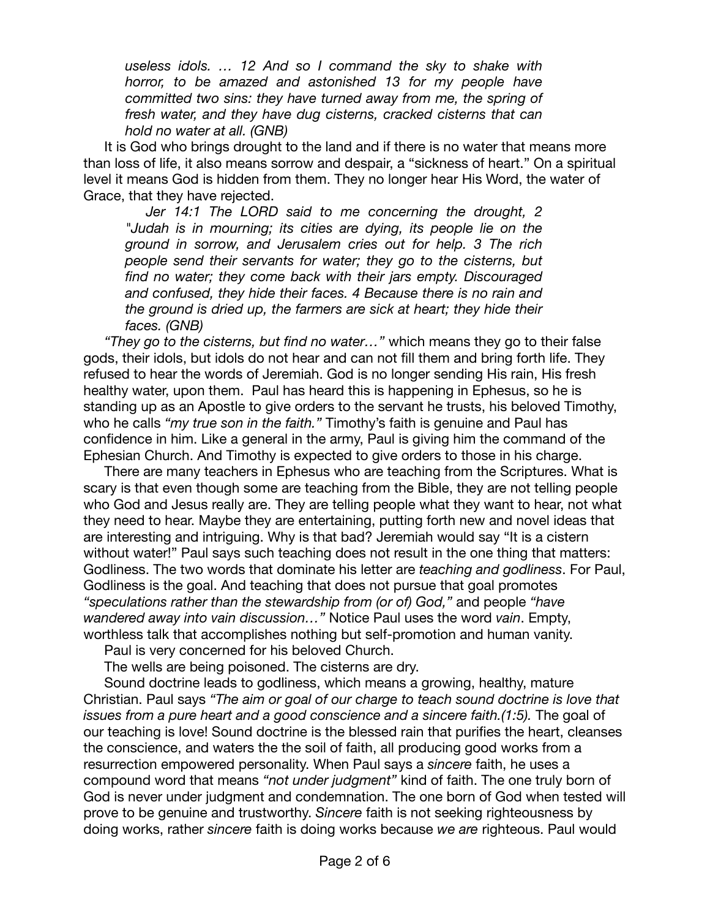> *useless idols. … 12 And so I command the sky to shake with horror, to be amazed and astonished 13 for my people have committed two sins: they have turned away from me, the spring of fresh water, and they have dug cisterns, cracked cisterns that can hold no water at all. (GNB)*

It is God who brings drought to the land and if there is no water that means more than loss of life, it also means sorrow and despair, a "sickness of heart." On a spiritual level it means God is hidden from them. They no longer hear His Word, the water of Grace, that they have rejected.

> *Jer 14:1 The LORD said to me concerning the drought, 2 "Judah is in mourning; its cities are dying, its people lie on the ground in sorrow, and Jerusalem cries out for help. 3 The rich people send their servants for water; they go to the cisterns, but find no water; they come back with their jars empty. Discouraged and confused, they hide their faces. 4 Because there is no rain and the ground is dried up, the farmers are sick at heart; they hide their faces. (GNB)*

*"They go to the cisterns, but find no water…"* which means they go to their false gods, their idols, but idols do not hear and can not fill them and bring forth life. They refused to hear the words of Jeremiah. God is no longer sending His rain, His fresh healthy water, upon them. Paul has heard this is happening in Ephesus, so he is standing up as an Apostle to give orders to the servant he trusts, his beloved Timothy, who he calls *"my true son in the faith."* Timothy's faith is genuine and Paul has confidence in him. Like a general in the army, Paul is giving him the command of the Ephesian Church. And Timothy is expected to give orders to those in his charge.

There are many teachers in Ephesus who are teaching from the Scriptures. What is scary is that even though some are teaching from the Bible, they are not telling people who God and Jesus really are. They are telling people what they want to hear, not what they need to hear. Maybe they are entertaining, putting forth new and novel ideas that are interesting and intriguing. Why is that bad? Jeremiah would say "It is a cistern without water!" Paul says such teaching does not result in the one thing that matters: Godliness. The two words that dominate his letter are *teaching and godliness*. For Paul, Godliness is the goal. And teaching that does not pursue that goal promotes *"speculations rather than the stewardship from (or of) God,"* and people *"have wandered away into vain discussion…"* Notice Paul uses the word *vain*. Empty, worthless talk that accomplishes nothing but self-promotion and human vanity.

Paul is very concerned for his beloved Church.

The wells are being poisoned. The cisterns are dry.

Sound doctrine leads to godliness, which means a growing, healthy, mature Christian. Paul says *"The aim or goal of our charge to teach sound doctrine is love that issues from a pure heart and a good conscience and a sincere faith.(1:5).* The goal of our teaching is love! Sound doctrine is the blessed rain that purifies the heart, cleanses the conscience, and waters the the soil of faith, all producing good works from a resurrection empowered personality. When Paul says a *sincere* faith, he uses a compound word that means *"not under judgment"* kind of faith. The one truly born of God is never under judgment and condemnation. The one born of God when tested will prove to be genuine and trustworthy. *Sincere* faith is not seeking righteousness by doing works, rather *sincere* faith is doing works because *we are* righteous. Paul would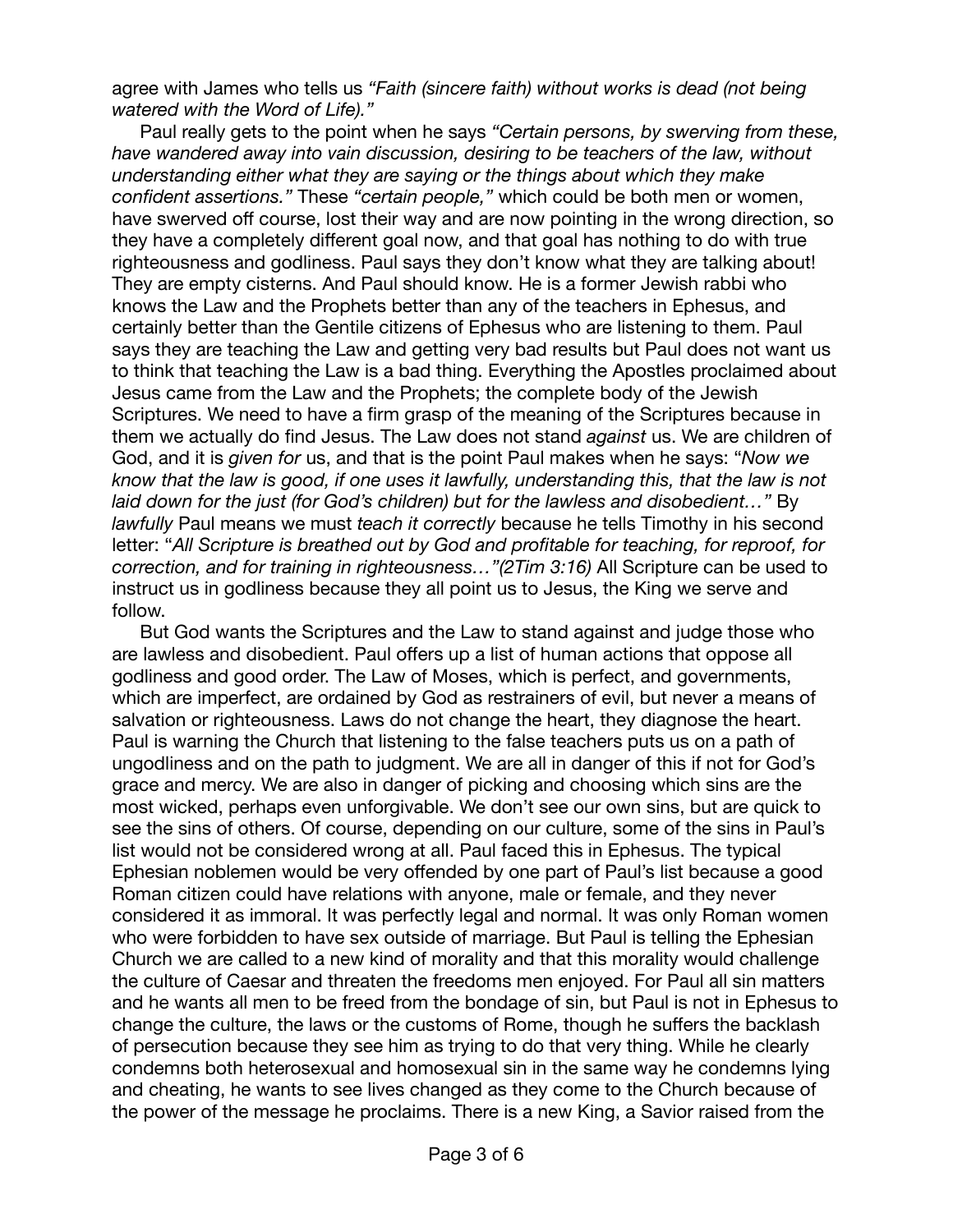agree with James who tells us *"Faith (sincere faith) without works is dead (not being watered with the Word of Life)."*

Paul really gets to the point when he says *"Certain persons, by swerving from these, have wandered away into vain discussion, desiring to be teachers of the law, without understanding either what they are saying or the things about which they make confident assertions."* These *"certain people,"* which could be both men or women, have swerved off course, lost their way and are now pointing in the wrong direction, so they have a completely different goal now, and that goal has nothing to do with true righteousness and godliness. Paul says they don't know what they are talking about! They are empty cisterns. And Paul should know. He is a former Jewish rabbi who knows the Law and the Prophets better than any of the teachers in Ephesus, and certainly better than the Gentile citizens of Ephesus who are listening to them. Paul says they are teaching the Law and getting very bad results but Paul does not want us to think that teaching the Law is a bad thing. Everything the Apostles proclaimed about Jesus came from the Law and the Prophets; the complete body of the Jewish Scriptures. We need to have a firm grasp of the meaning of the Scriptures because in them we actually do find Jesus. The Law does not stand *against* us. We are children of God, and it is *given for* us, and that is the point Paul makes when he says: "*Now we know that the law is good, if one uses it lawfully, understanding this, that the law is not laid down for the just (for God's children) but for the lawless and disobedient…"* By *lawfully* Paul means we must *teach it correctly* because he tells Timothy in his second letter: "*All Scripture is breathed out by God and profitable for teaching, for reproof, for correction, and for training in righteousness…"(2Tim 3:16)* All Scripture can be used to instruct us in godliness because they all point us to Jesus, the King we serve and follow.

But God wants the Scriptures and the Law to stand against and judge those who are lawless and disobedient. Paul offers up a list of human actions that oppose all godliness and good order. The Law of Moses, which is perfect, and governments, which are imperfect, are ordained by God as restrainers of evil, but never a means of salvation or righteousness. Laws do not change the heart, they diagnose the heart. Paul is warning the Church that listening to the false teachers puts us on a path of ungodliness and on the path to judgment. We are all in danger of this if not for God's grace and mercy. We are also in danger of picking and choosing which sins are the most wicked, perhaps even unforgivable. We don't see our own sins, but are quick to see the sins of others. Of course, depending on our culture, some of the sins in Paul's list would not be considered wrong at all. Paul faced this in Ephesus. The typical Ephesian noblemen would be very offended by one part of Paul's list because a good Roman citizen could have relations with anyone, male or female, and they never considered it as immoral. It was perfectly legal and normal. It was only Roman women who were forbidden to have sex outside of marriage. But Paul is telling the Ephesian Church we are called to a new kind of morality and that this morality would challenge the culture of Caesar and threaten the freedoms men enjoyed. For Paul all sin matters and he wants all men to be freed from the bondage of sin, but Paul is not in Ephesus to change the culture, the laws or the customs of Rome, though he suffers the backlash of persecution because they see him as trying to do that very thing. While he clearly condemns both heterosexual and homosexual sin in the same way he condemns lying and cheating, he wants to see lives changed as they come to the Church because of the power of the message he proclaims. There is a new King, a Savior raised from the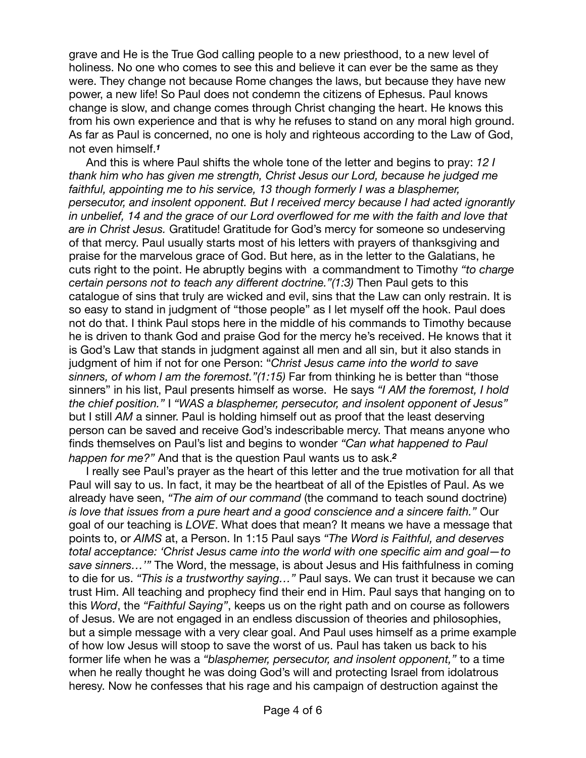grave and He is the True God calling people to a new priesthood, to a new level of holiness. No one who comes to see this and believe it can ever be the same as they were. They change not because Rome changes the laws, but because they have new power, a new life! So Paul does not condemn the citizens of Ephesus. Paul knows change is slow, and change comes through Christ changing the heart. He knows this from his own experience and that is why he refuses to stand on any moral high ground. As far as Paul is concerned, no one is holy and righteous according to the Law of God, not even himself.[1]

And this is where Paul shifts the whole tone of the letter and begins to pray: *12 I thank him who has given me strength, Christ Jesus our Lord, because he judged me faithful, appointing me to his service, 13 though formerly I was a blasphemer, persecutor, and insolent opponent. But I received mercy because I had acted ignorantly in unbelief, 14 and the grace of our Lord overflowed for me with the faith and love that are in Christ Jesus.* Gratitude! Gratitude for God's mercy for someone so undeserving of that mercy. Paul usually starts most of his letters with prayers of thanksgiving and praise for the marvelous grace of God. But here, as in the letter to the Galatians, he cuts right to the point. He abruptly begins with a commandment to Timothy *"to charge certain persons not to teach any different doctrine."(1:3)* Then Paul gets to this catalogue of sins that truly are wicked and evil, sins that the Law can only restrain. It is so easy to stand in judgment of "those people" as I let myself off the hook. Paul does not do that. I think Paul stops here in the middle of his commands to Timothy because he is driven to thank God and praise God for the mercy he's received. He knows that it is God's Law that stands in judgment against all men and all sin, but it also stands in judgment of him if not for one Person: "*Christ Jesus came into the world to save sinners, of whom I am the foremost."(1:15)* Far from thinking he is better than "those sinners" in his list, Paul presents himself as worse. He says *"I AM the foremost, I hold the chief position."* I *"WAS a blasphemer, persecutor, and insolent opponent of Jesus"* but I still *AM* a sinner. Paul is holding himself out as proof that the least deserving person can be saved and receive God's indescribable mercy. That means anyone who finds themselves on Paul's list and begins to wonder *"Can what happened to Paul happen for me?"* And that is the question Paul wants us to ask.[2]

I really see Paul's prayer as the heart of this letter and the true motivation for all that Paul will say to us. In fact, it may be the heartbeat of all of the Epistles of Paul. As we already have seen, *"The aim of our command* (the command to teach sound doctrine) *is love that issues from a pure heart and a good conscience and a sincere faith."* Our goal of our teaching is *LOVE*. What does that mean? It means we have a message that points to, or *AIMS* at, a Person. In 1:15 Paul says *"The Word is Faithful, and deserves total acceptance: 'Christ Jesus came into the world with one specific aim and goal—to save sinners…'"* The Word, the message, is about Jesus and His faithfulness in coming to die for us. *"This is a trustworthy saying…"* Paul says. We can trust it because we can trust Him. All teaching and prophecy find their end in Him. Paul says that hanging on to this *Word*, the *"Faithful Saying"*, keeps us on the right path and on course as followers of Jesus. We are not engaged in an endless discussion of theories and philosophies, but a simple message with a very clear goal. And Paul uses himself as a prime example of how low Jesus will stoop to save the worst of us. Paul has taken us back to his former life when he was a *"blasphemer, persecutor, and insolent opponent,"* to a time when he really thought he was doing God's will and protecting Israel from idolatrous heresy. Now he confesses that his rage and his campaign of destruction against the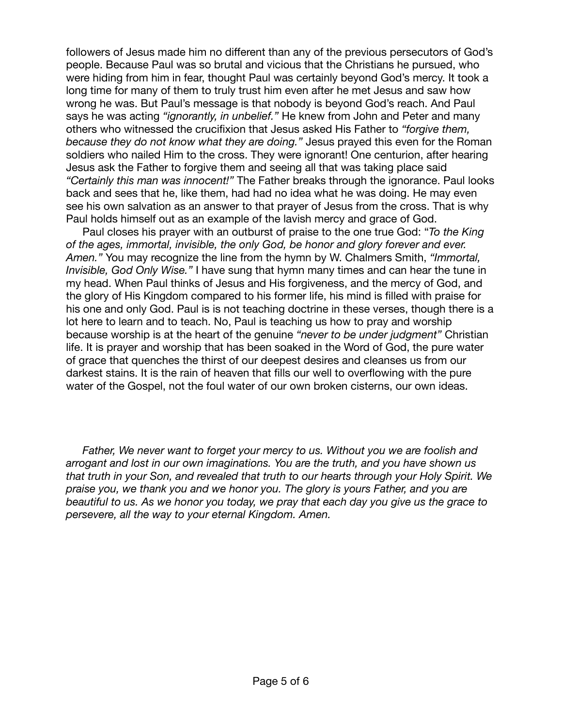followers of Jesus made him no different than any of the previous persecutors of God's people. Because Paul was so brutal and vicious that the Christians he pursued, who were hiding from him in fear, thought Paul was certainly beyond God's mercy. It took a long time for many of them to truly trust him even after he met Jesus and saw how wrong he was. But Paul's message is that nobody is beyond God's reach. And Paul says he was acting *"ignorantly, in unbelief."* He knew from John and Peter and many others who witnessed the crucifixion that Jesus asked His Father to *"forgive them, because they do not know what they are doing."* Jesus prayed this even for the Roman soldiers who nailed Him to the cross. They were ignorant! One centurion, after hearing Jesus ask the Father to forgive them and seeing all that was taking place said *"Certainly this man was innocent!"* The Father breaks through the ignorance. Paul looks back and sees that he, like them, had had no idea what he was doing. He may even see his own salvation as an answer to that prayer of Jesus from the cross. That is why Paul holds himself out as an example of the lavish mercy and grace of God.

Paul closes his prayer with an outburst of praise to the one true God: "*To the King of the ages, immortal, invisible, the only God, be honor and glory forever and ever. Amen."* You may recognize the line from the hymn by W. Chalmers Smith, *"Immortal, Invisible, God Only Wise."* I have sung that hymn many times and can hear the tune in my head. When Paul thinks of Jesus and His forgiveness, and the mercy of God, and the glory of His Kingdom compared to his former life, his mind is filled with praise for his one and only God. Paul is is not teaching doctrine in these verses, though there is a lot here to learn and to teach. No, Paul is teaching us how to pray and worship because worship is at the heart of the genuine *"never to be under judgment"* Christian life. It is prayer and worship that has been soaked in the Word of God, the pure water of grace that quenches the thirst of our deepest desires and cleanses us from our darkest stains. It is the rain of heaven that fills our well to overflowing with the pure water of the Gospel, not the foul water of our own broken cisterns, our own ideas.

*Father, We never want to forget your mercy to us. Without you we are foolish and arrogant and lost in our own imaginations. You are the truth, and you have shown us that truth in your Son, and revealed that truth to our hearts through your Holy Spirit. We praise you, we thank you and we honor you. The glory is yours Father, and you are beautiful to us. As we honor you today, we pray that each day you give us the grace to persevere, all the way to your eternal Kingdom. Amen.*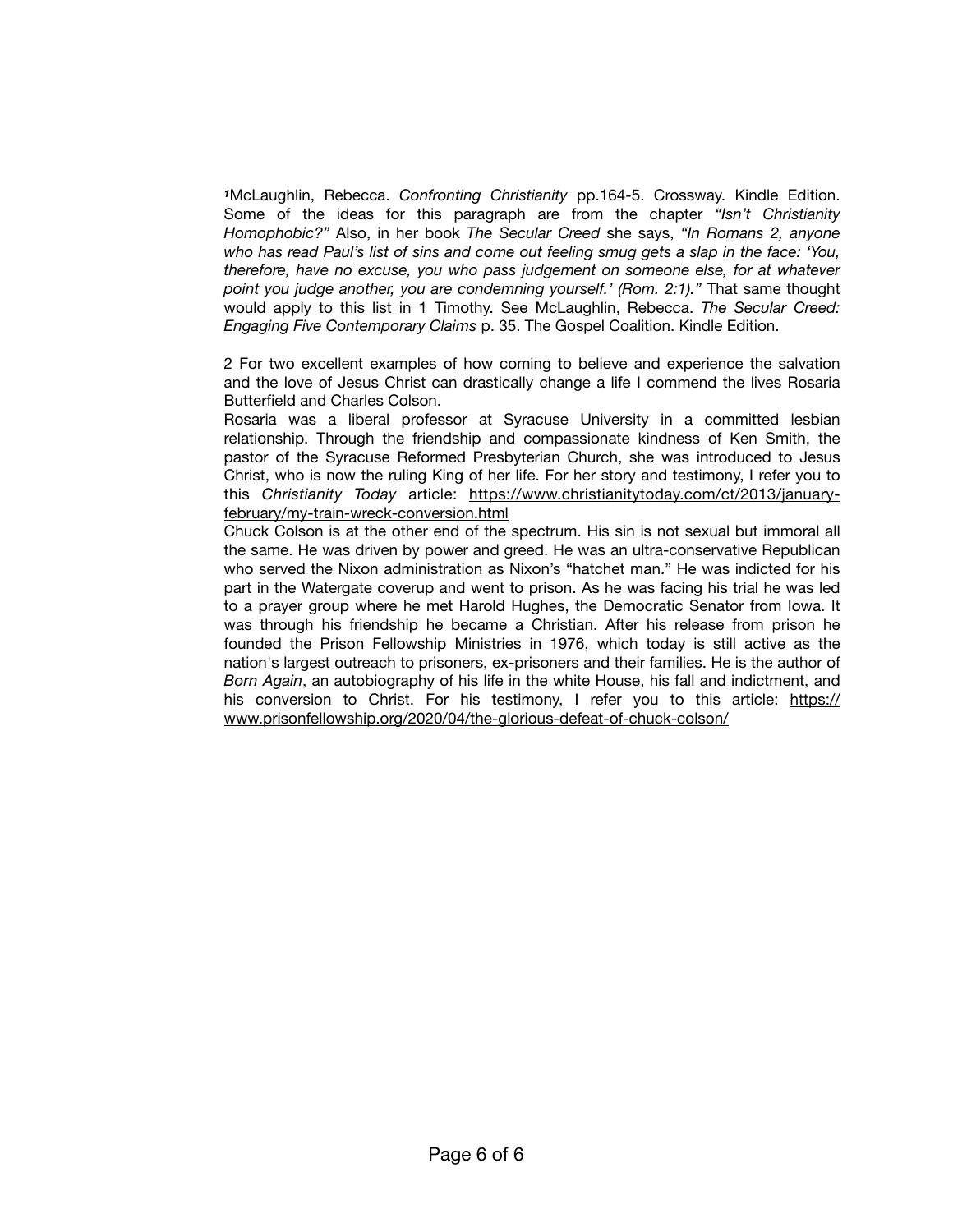[1]McLaughlin, Rebecca. *Confronting Christianity* pp.164-5. Crossway. Kindle Edition. Some of the ideas for this paragraph are from the chapter *"Isn't Christianity Homophobic?"* Also, in her book *The Secular Creed* she says, *"In Romans 2, anyone who has read Paul's list of sins and come out feeling smug gets a slap in the face: 'You, therefore, have no excuse, you who pass judgement on someone else, for at whatever point you judge another, you are condemning yourself.' (Rom. 2:1)."* That same thought would apply to this list in 1 Timothy. See McLaughlin, Rebecca. *The Secular Creed: Engaging Five Contemporary Claims* p. 35. The Gospel Coalition. Kindle Edition.

2 For two excellent examples of how coming to believe and experience the salvation and the love of Jesus Christ can drastically change a life I commend the lives Rosaria Butterfield and Charles Colson.

Rosaria was a liberal professor at Syracuse University in a committed lesbian relationship. Through the friendship and compassionate kindness of Ken Smith, the pastor of the Syracuse Reformed Presbyterian Church, she was introduced to Jesus Christ, who is now the ruling King of her life. For her story and testimony, I refer you to this *Christianity Today* article: https://www.christianitytoday.com/ct/2013/january-february/my-train-wreck-conversion.html

Chuck Colson is at the other end of the spectrum. His sin is not sexual but immoral all the same. He was driven by power and greed. He was an ultra-conservative Republican who served the Nixon administration as Nixon's "hatchet man." He was indicted for his part in the Watergate coverup and went to prison. As he was facing his trial he was led to a prayer group where he met Harold Hughes, the Democratic Senator from Iowa. It was through his friendship he became a Christian. After his release from prison he founded the Prison Fellowship Ministries in 1976, which today is still active as the nation's largest outreach to prisoners, ex-prisoners and their families. He is the author of *Born Again*, an autobiography of his life in the white House, his fall and indictment, and his conversion to Christ. For his testimony, I refer you to this article: https://www.prisonfellowship.org/2020/04/the-glorious-defeat-of-chuck-colson/